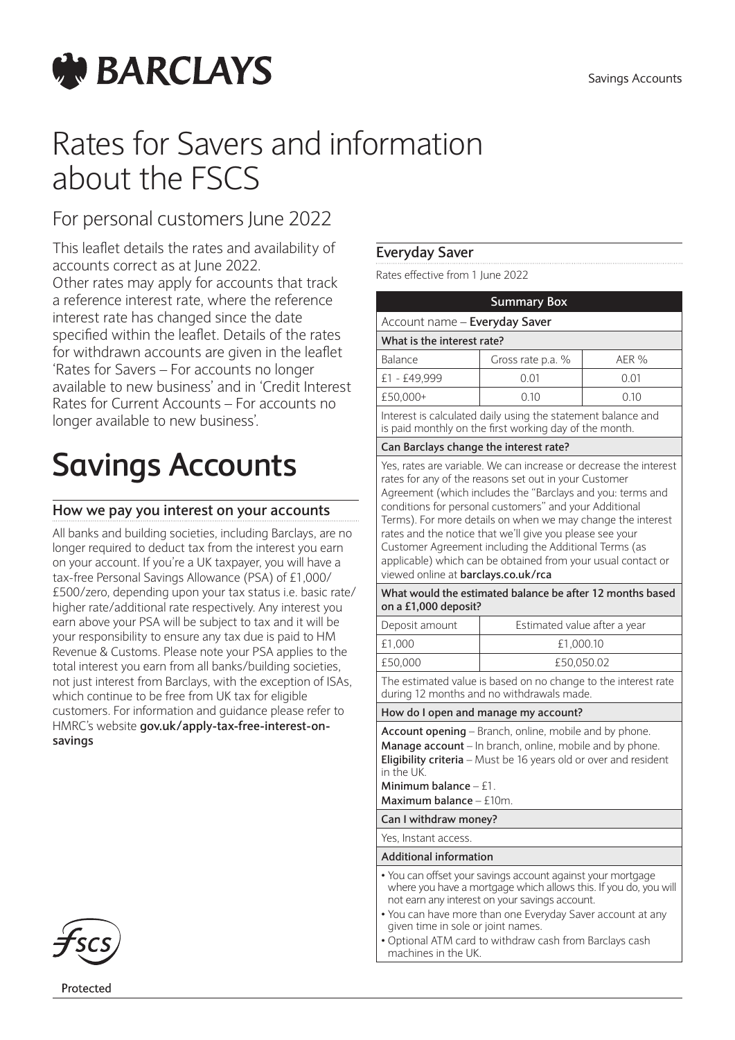# Rates for Savers and information about the FSCS

## For personal customers June 2022

This leaflet details the rates and availability of accounts correct as at June 2022.
Other rates may apply for accounts that track a reference interest rate, where the reference interest rate has changed since the date specified within the leaflet. Details of the rates for withdrawn accounts are given in the leaflet 'Rates for Savers – For accounts no longer available to new business' and in 'Credit Interest Rates for Current Accounts – For accounts no longer available to new business'.

# Savings Accounts

### How we pay you interest on your accounts

All banks and building societies, including Barclays, are no longer required to deduct tax from the interest you earn on your account. If you're a UK taxpayer, you will have a tax-free Personal Savings Allowance (PSA) of £1,000/£500/zero, depending upon your tax status i.e. basic rate/higher rate/additional rate respectively. Any interest you earn above your PSA will be subject to tax and it will be your responsibility to ensure any tax due is paid to HM Revenue & Customs. Please note your PSA applies to the total interest you earn from all banks/building societies, not just interest from Barclays, with the exception of ISAs, which continue to be free from UK tax for eligible customers. For information and guidance please refer to HMRC's website **gov.uk/apply-tax-free-interest-on-savings**

Protected

### Everyday Saver

Rates effective from 1 June 2022

**Summary Box**

Account name – **Everyday Saver**

**What is the interest rate?**

| Balance | Gross rate p.a. % | AER % |
|---|---|---|
| £1 - £49,999 | 0.01 | 0.01 |
| £50,000+ | 0.10 | 0.10 |

Interest is calculated daily using the statement balance and is paid monthly on the first working day of the month.

**Can Barclays change the interest rate?**

Yes, rates are variable. We can increase or decrease the interest rates for any of the reasons set out in your Customer Agreement (which includes the "Barclays and you: terms and conditions for personal customers" and your Additional Terms). For more details on when we may change the interest rates and the notice that we'll give you please see your Customer Agreement including the Additional Terms (as applicable) which can be obtained from your usual contact or viewed online at **barclays.co.uk/rca**

**What would the estimated balance be after 12 months based on a £1,000 deposit?**

| Deposit amount | Estimated value after a year |
|---|---|
| £1,000 | £1,000.10 |
| £50,000 | £50,050.02 |

The estimated value is based on no change to the interest rate during 12 months and no withdrawals made.

**How do I open and manage my account?**

**Account opening** – Branch, online, mobile and by phone.
**Manage account** – In branch, online, mobile and by phone.
**Eligibility criteria** – Must be 16 years old or over and resident in the UK.
**Minimum balance** – £1.
**Maximum balance** – £10m.

**Can I withdraw money?**

Yes, Instant access.

**Additional information**

- You can offset your savings account against your mortgage where you have a mortgage which allows this. If you do, you will not earn any interest on your savings account.
- You can have more than one Everyday Saver account at any given time in sole or joint names.
- Optional ATM card to withdraw cash from Barclays cash machines in the UK.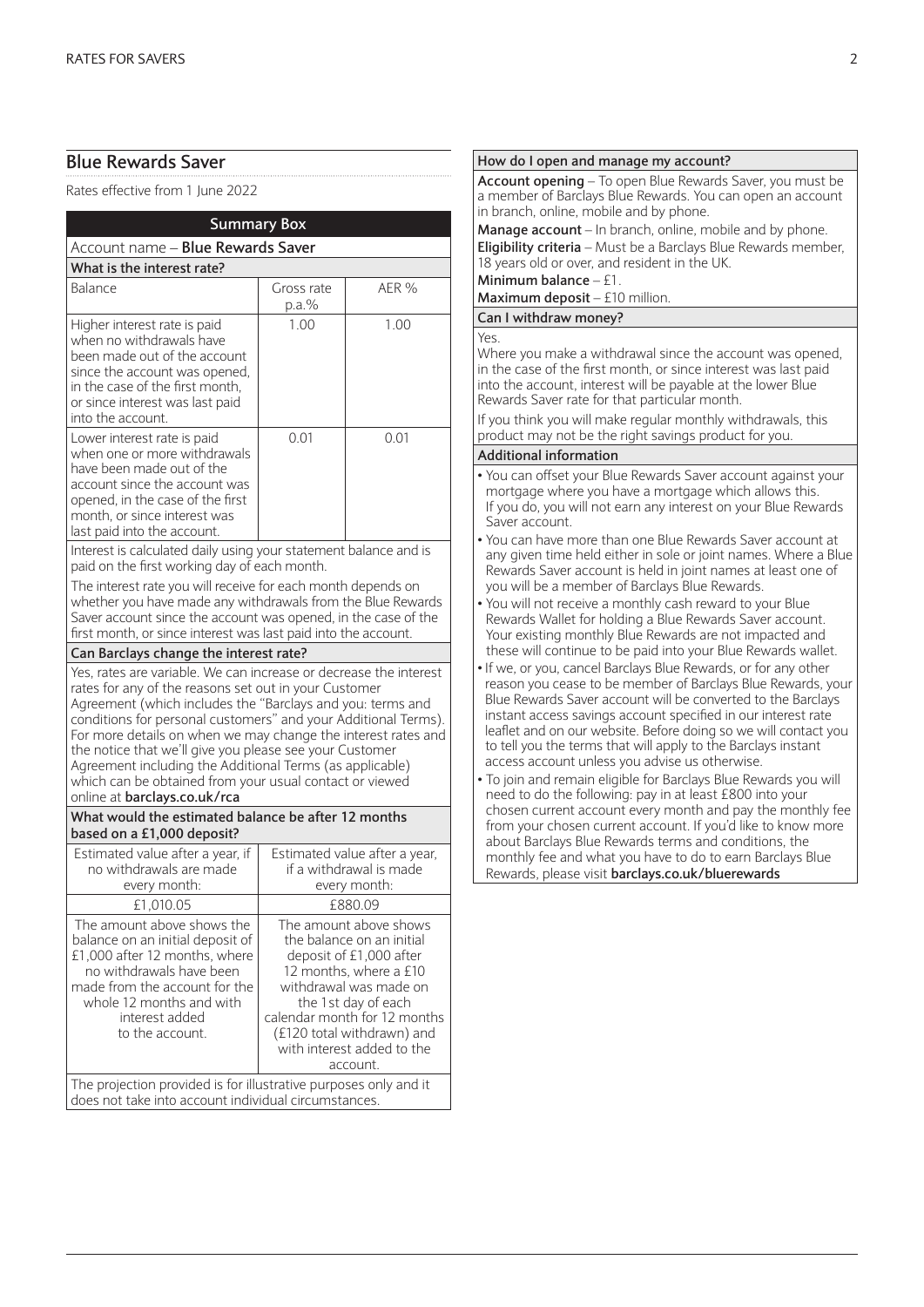## Blue Rewards Saver

Rates effective from 1 June 2022

**Summary Box**

Account name – **Blue Rewards Saver**

**What is the interest rate?**

| Balance | Gross rate p.a.% | AER % |
|---|---|---|
| Higher interest rate is paid when no withdrawals have been made out of the account since the account was opened, in the case of the first month, or since interest was last paid into the account. | 1.00 | 1.00 |
| Lower interest rate is paid when one or more withdrawals have been made out of the account since the account was opened, in the case of the first month, or since interest was last paid into the account. | 0.01 | 0.01 |

Interest is calculated daily using your statement balance and is paid on the first working day of each month.

The interest rate you will receive for each month depends on whether you have made any withdrawals from the Blue Rewards Saver account since the account was opened, in the case of the first month, or since interest was last paid into the account.

**Can Barclays change the interest rate?**

Yes, rates are variable. We can increase or decrease the interest rates for any of the reasons set out in your Customer Agreement (which includes the "Barclays and you: terms and conditions for personal customers" and your Additional Terms). For more details on when we may change the interest rates and the notice that we'll give you please see your Customer Agreement including the Additional Terms (as applicable) which can be obtained from your usual contact or viewed online at **barclays.co.uk/rca**

**What would the estimated balance be after 12 months based on a £1,000 deposit?**

| Estimated value after a year, if no withdrawals are made every month: | Estimated value after a year, if a withdrawal is made every month: |
|---|---|
| £1,010.05 | £880.09 |
| The amount above shows the balance on an initial deposit of £1,000 after 12 months, where no withdrawals have been made from the account for the whole 12 months and with interest added to the account. | The amount above shows the balance on an initial deposit of £1,000 after 12 months, where a £10 withdrawal was made on the 1st day of each calendar month for 12 months (£120 total withdrawn) and with interest added to the account. |

The projection provided is for illustrative purposes only and it does not take into account individual circumstances.

**How do I open and manage my account?**

**Account opening** – To open Blue Rewards Saver, you must be a member of Barclays Blue Rewards. You can open an account in branch, online, mobile and by phone.

**Manage account** – In branch, online, mobile and by phone.

**Eligibility criteria** – Must be a Barclays Blue Rewards member, 18 years old or over, and resident in the UK.

**Minimum balance** – £1.

**Maximum deposit** – £10 million.

**Can I withdraw money?**

Yes.

Where you make a withdrawal since the account was opened, in the case of the first month, or since interest was last paid into the account, interest will be payable at the lower Blue Rewards Saver rate for that particular month.

If you think you will make regular monthly withdrawals, this product may not be the right savings product for you.

**Additional information**

- You can offset your Blue Rewards Saver account against your mortgage where you have a mortgage which allows this. If you do, you will not earn any interest on your Blue Rewards Saver account.
- You can have more than one Blue Rewards Saver account at any given time held either in sole or joint names. Where a Blue Rewards Saver account is held in joint names at least one of you will be a member of Barclays Blue Rewards.
- You will not receive a monthly cash reward to your Blue Rewards Wallet for holding a Blue Rewards Saver account. Your existing monthly Blue Rewards are not impacted and these will continue to be paid into your Blue Rewards wallet.
- If we, or you, cancel Barclays Blue Rewards, or for any other reason you cease to be member of Barclays Blue Rewards, your Blue Rewards Saver account will be converted to the Barclays instant access savings account specified in our interest rate leaflet and on our website. Before doing so we will contact you to tell you the terms that will apply to the Barclays instant access account unless you advise us otherwise.
- To join and remain eligible for Barclays Blue Rewards you will need to do the following: pay in at least £800 into your chosen current account every month and pay the monthly fee from your chosen current account. If you'd like to know more about Barclays Blue Rewards terms and conditions, the monthly fee and what you have to do to earn Barclays Blue Rewards, please visit **barclays.co.uk/bluerewards**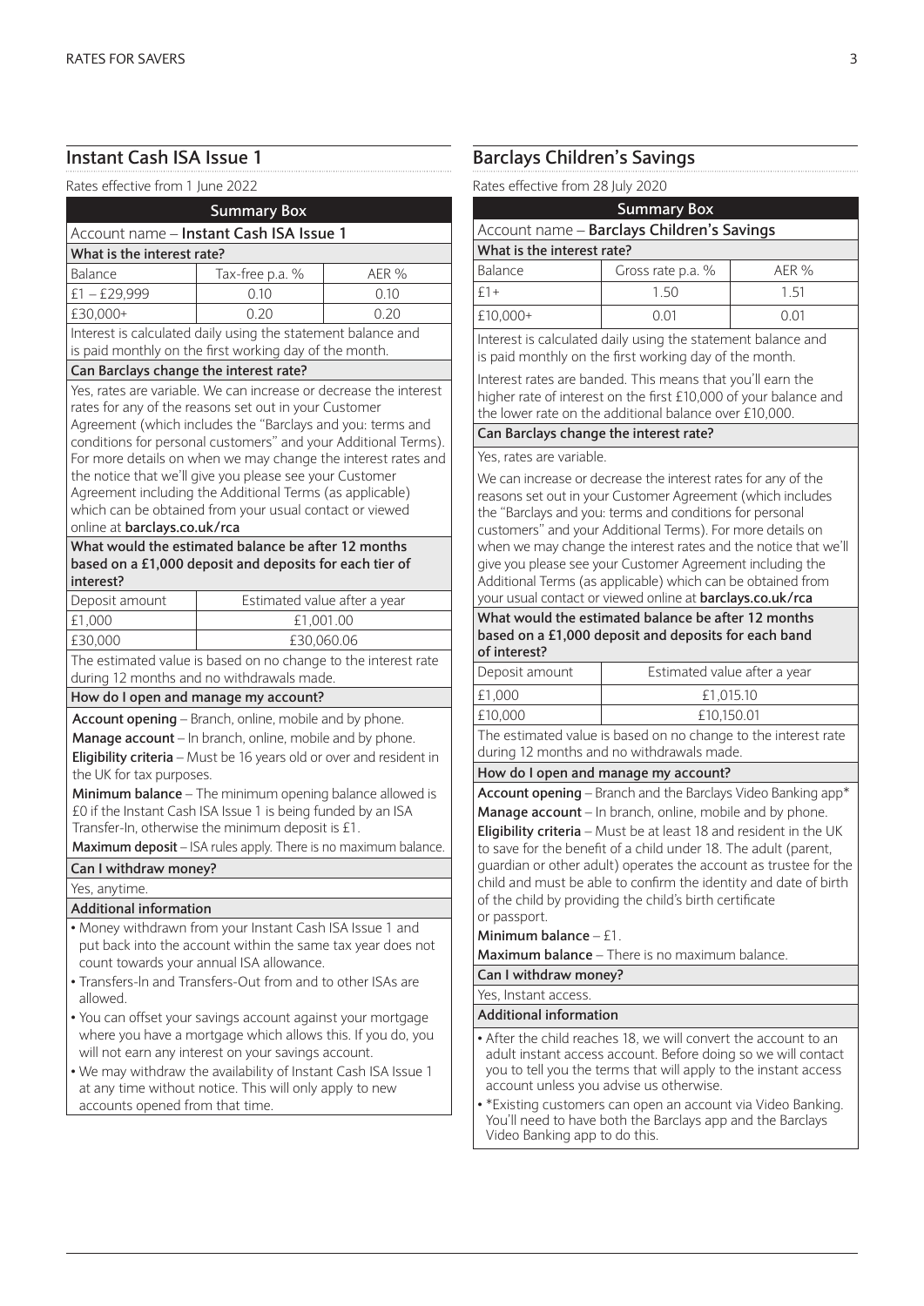## Instant Cash ISA Issue 1

Rates effective from 1 June 2022

**Summary Box**

Account name – **Instant Cash ISA Issue 1**

**What is the interest rate?**

| Balance | Tax-free p.a. % | AER % |
|---|---|---|
| £1 – £29,999 | 0.10 | 0.10 |
| £30,000+ | 0.20 | 0.20 |

Interest is calculated daily using the statement balance and is paid monthly on the first working day of the month.

**Can Barclays change the interest rate?**

Yes, rates are variable. We can increase or decrease the interest rates for any of the reasons set out in your Customer Agreement (which includes the "Barclays and you: terms and conditions for personal customers" and your Additional Terms). For more details on when we may change the interest rates and the notice that we'll give you please see your Customer Agreement including the Additional Terms (as applicable) which can be obtained from your usual contact or viewed online at **barclays.co.uk/rca**

**What would the estimated balance be after 12 months based on a £1,000 deposit and deposits for each tier of interest?**

| Deposit amount | Estimated value after a year |
|---|---|
| £1,000 | £1,001.00 |
| £30,000 | £30,060.06 |

The estimated value is based on no change to the interest rate during 12 months and no withdrawals made.

**How do I open and manage my account?**

**Account opening** – Branch, online, mobile and by phone.

**Manage account** – In branch, online, mobile and by phone.

**Eligibility criteria** – Must be 16 years old or over and resident in the UK for tax purposes.

**Minimum balance** – The minimum opening balance allowed is £0 if the Instant Cash ISA Issue 1 is being funded by an ISA Transfer-In, otherwise the minimum deposit is £1.

**Maximum deposit** – ISA rules apply. There is no maximum balance.

**Can I withdraw money?**

Yes, anytime.

**Additional information**

- Money withdrawn from your Instant Cash ISA Issue 1 and put back into the account within the same tax year does not count towards your annual ISA allowance.
- Transfers-In and Transfers-Out from and to other ISAs are allowed.
- You can offset your savings account against your mortgage where you have a mortgage which allows this. If you do, you will not earn any interest on your savings account.
- We may withdraw the availability of Instant Cash ISA Issue 1 at any time without notice. This will only apply to new accounts opened from that time.

## Barclays Children's Savings

Rates effective from 28 July 2020

**Summary Box**

Account name – **Barclays Children's Savings**

**What is the interest rate?**

| Balance | Gross rate p.a. % | AER % |
|---|---|---|
| £1+ | 1.50 | 1.51 |
| £10,000+ | 0.01 | 0.01 |

Interest is calculated daily using the statement balance and is paid monthly on the first working day of the month.

Interest rates are banded. This means that you'll earn the higher rate of interest on the first £10,000 of your balance and the lower rate on the additional balance over £10,000.

**Can Barclays change the interest rate?**

Yes, rates are variable.

We can increase or decrease the interest rates for any of the reasons set out in your Customer Agreement (which includes the "Barclays and you: terms and conditions for personal customers" and your Additional Terms). For more details on when we may change the interest rates and the notice that we'll give you please see your Customer Agreement including the Additional Terms (as applicable) which can be obtained from your usual contact or viewed online at **barclays.co.uk/rca**

**What would the estimated balance be after 12 months based on a £1,000 deposit and deposits for each band of interest?**

| Deposit amount | Estimated value after a year |
|---|---|
| £1,000 | £1,015.10 |
| £10,000 | £10,150.01 |

The estimated value is based on no change to the interest rate during 12 months and no withdrawals made.

**How do I open and manage my account?**

**Account opening** – Branch and the Barclays Video Banking app*

**Manage account** – In branch, online, mobile and by phone.

**Eligibility criteria** – Must be at least 18 and resident in the UK to save for the benefit of a child under 18. The adult (parent, guardian or other adult) operates the account as trustee for the child and must be able to confirm the identity and date of birth of the child by providing the child's birth certificate or passport.

**Minimum balance** – £1.

**Maximum balance** – There is no maximum balance.

**Can I withdraw money?**

Yes, Instant access.

**Additional information**

- After the child reaches 18, we will convert the account to an adult instant access account. Before doing so we will contact you to tell you the terms that will apply to the instant access account unless you advise us otherwise.
- *Existing customers can open an account via Video Banking. You'll need to have both the Barclays app and the Barclays Video Banking app to do this.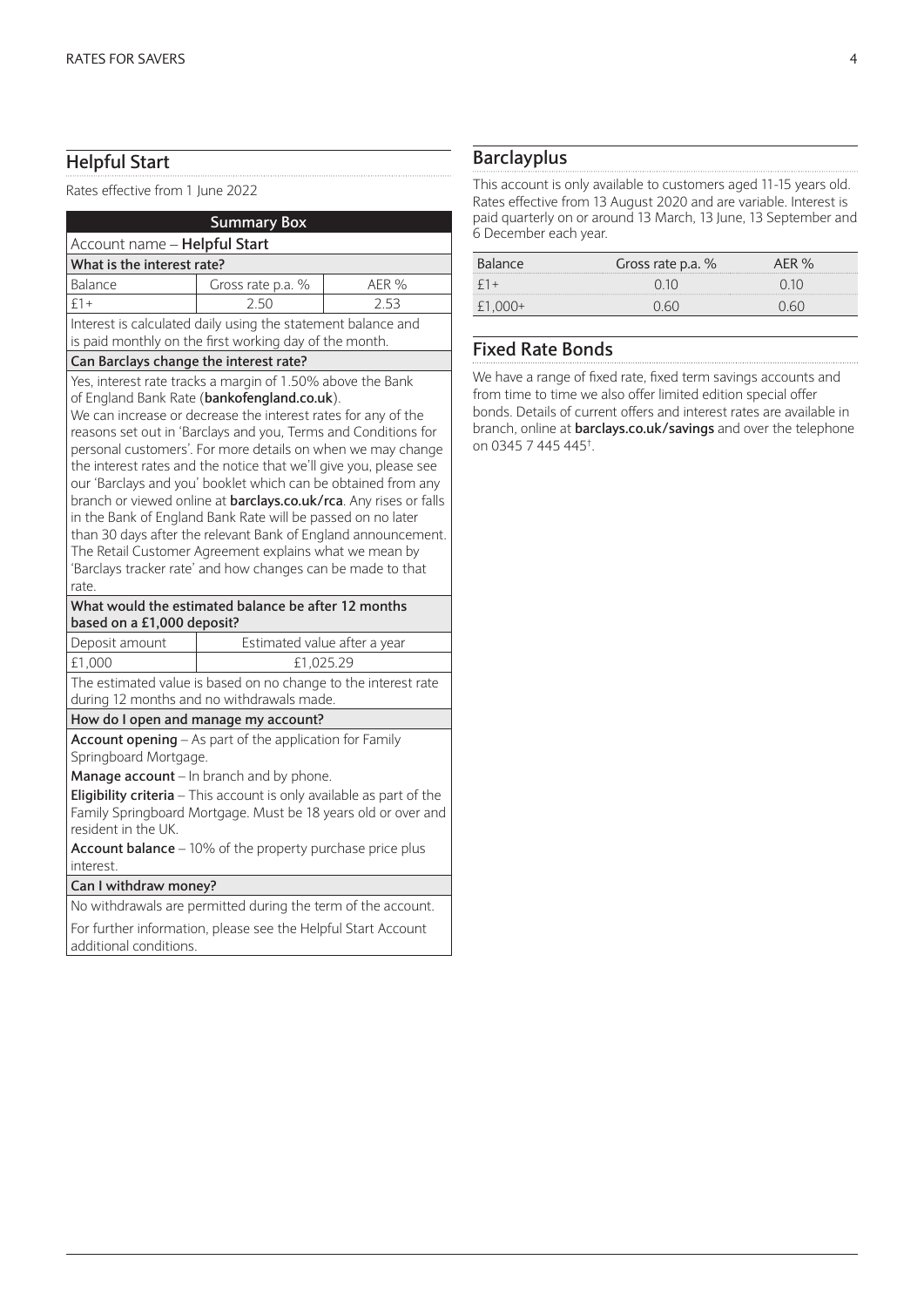## Helpful Start

Rates effective from 1 June 2022

**Summary Box**

Account name – **Helpful Start**

**What is the interest rate?**

| Balance | Gross rate p.a. % | AER % |
|---|---|---|
| £1+ | 2.50 | 2.53 |

Interest is calculated daily using the statement balance and is paid monthly on the first working day of the month.

**Can Barclays change the interest rate?**

Yes, interest rate tracks a margin of 1.50% above the Bank of England Bank Rate (**bankofengland.co.uk**).

We can increase or decrease the interest rates for any of the reasons set out in 'Barclays and you, Terms and Conditions for personal customers'. For more details on when we may change the interest rates and the notice that we'll give you, please see our 'Barclays and you' booklet which can be obtained from any branch or viewed online at **barclays.co.uk/rca**. Any rises or falls in the Bank of England Bank Rate will be passed on no later than 30 days after the relevant Bank of England announcement. The Retail Customer Agreement explains what we mean by 'Barclays tracker rate' and how changes can be made to that rate.

**What would the estimated balance be after 12 months based on a £1,000 deposit?**

| Deposit amount | Estimated value after a year |
|---|---|
| £1,000 | £1,025.29 |

The estimated value is based on no change to the interest rate during 12 months and no withdrawals made.

**How do I open and manage my account?**

**Account opening** – As part of the application for Family Springboard Mortgage.

**Manage account** – In branch and by phone.

**Eligibility criteria** – This account is only available as part of the Family Springboard Mortgage. Must be 18 years old or over and resident in the UK.

**Account balance** – 10% of the property purchase price plus interest.

**Can I withdraw money?**

No withdrawals are permitted during the term of the account.

For further information, please see the Helpful Start Account additional conditions.

## Barclayplus

This account is only available to customers aged 11-15 years old. Rates effective from 13 August 2020 and are variable. Interest is paid quarterly on or around 13 March, 13 June, 13 September and 6 December each year.

| Balance | Gross rate p.a. % | AER % |
|---|---|---|
| £1+ | 0.10 | 0.10 |
| £1,000+ | 0.60 | 0.60 |

## Fixed Rate Bonds

We have a range of fixed rate, fixed term savings accounts and from time to time we also offer limited edition special offer bonds. Details of current offers and interest rates are available in branch, online at **barclays.co.uk/savings** and over the telephone on 0345 7 445 445†.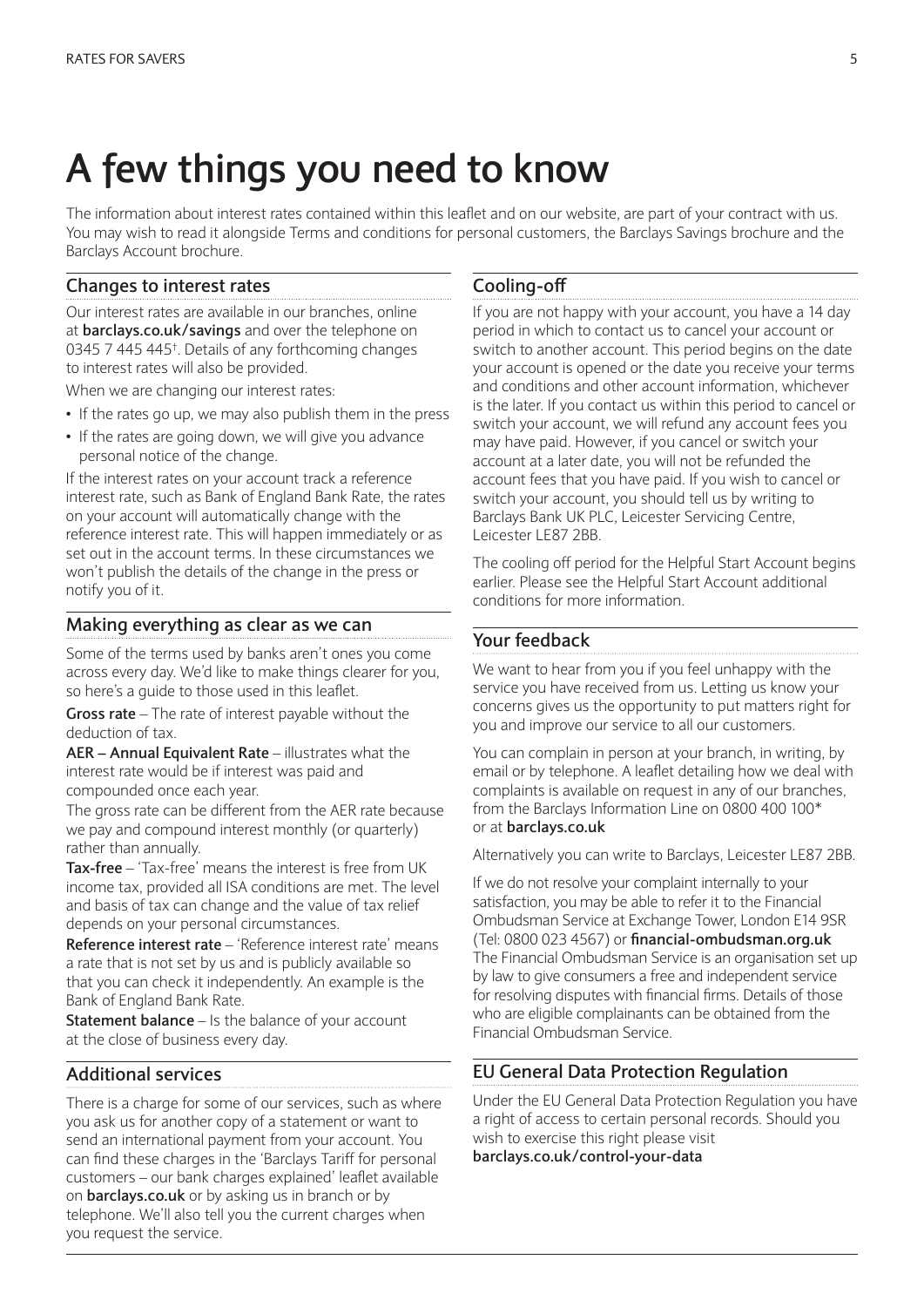# A few things you need to know

The information about interest rates contained within this leaflet and on our website, are part of your contract with us. You may wish to read it alongside Terms and conditions for personal customers, the Barclays Savings brochure and the Barclays Account brochure.

## Changes to interest rates

Our interest rates are available in our branches, online at **barclays.co.uk/savings** and over the telephone on 0345 7 445 445†. Details of any forthcoming changes to interest rates will also be provided.

When we are changing our interest rates:

- If the rates go up, we may also publish them in the press
- If the rates are going down, we will give you advance personal notice of the change.

If the interest rates on your account track a reference interest rate, such as Bank of England Bank Rate, the rates on your account will automatically change with the reference interest rate. This will happen immediately or as set out in the account terms. In these circumstances we won't publish the details of the change in the press or notify you of it.

## Making everything as clear as we can

Some of the terms used by banks aren't ones you come across every day. We'd like to make things clearer for you, so here's a guide to those used in this leaflet.

**Gross rate** – The rate of interest payable without the deduction of tax.

**AER – Annual Equivalent Rate** – illustrates what the interest rate would be if interest was paid and compounded once each year.

The gross rate can be different from the AER rate because we pay and compound interest monthly (or quarterly) rather than annually.

**Tax-free** – 'Tax-free' means the interest is free from UK income tax, provided all ISA conditions are met. The level and basis of tax can change and the value of tax relief depends on your personal circumstances.

**Reference interest rate** – 'Reference interest rate' means a rate that is not set by us and is publicly available so that you can check it independently. An example is the Bank of England Bank Rate.

**Statement balance** – Is the balance of your account at the close of business every day.

## Additional services

There is a charge for some of our services, such as where you ask us for another copy of a statement or want to send an international payment from your account. You can find these charges in the 'Barclays Tariff for personal customers – our bank charges explained' leaflet available on **barclays.co.uk** or by asking us in branch or by telephone. We'll also tell you the current charges when you request the service.

## Cooling-off

If you are not happy with your account, you have a 14 day period in which to contact us to cancel your account or switch to another account. This period begins on the date your account is opened or the date you receive your terms and conditions and other account information, whichever is the later. If you contact us within this period to cancel or switch your account, we will refund any account fees you may have paid. However, if you cancel or switch your account at a later date, you will not be refunded the account fees that you have paid. If you wish to cancel or switch your account, you should tell us by writing to Barclays Bank UK PLC, Leicester Servicing Centre, Leicester LE87 2BB.

The cooling off period for the Helpful Start Account begins earlier. Please see the Helpful Start Account additional conditions for more information.

## Your feedback

We want to hear from you if you feel unhappy with the service you have received from us. Letting us know your concerns gives us the opportunity to put matters right for you and improve our service to all our customers.

You can complain in person at your branch, in writing, by email or by telephone. A leaflet detailing how we deal with complaints is available on request in any of our branches, from the Barclays Information Line on 0800 400 100* or at **barclays.co.uk**

Alternatively you can write to Barclays, Leicester LE87 2BB.

If we do not resolve your complaint internally to your satisfaction, you may be able to refer it to the Financial Ombudsman Service at Exchange Tower, London E14 9SR (Tel: 0800 023 4567) or **financial-ombudsman.org.uk** The Financial Ombudsman Service is an organisation set up by law to give consumers a free and independent service for resolving disputes with financial firms. Details of those who are eligible complainants can be obtained from the Financial Ombudsman Service.

## EU General Data Protection Regulation

Under the EU General Data Protection Regulation you have a right of access to certain personal records. Should you wish to exercise this right please visit **barclays.co.uk/control-your-data**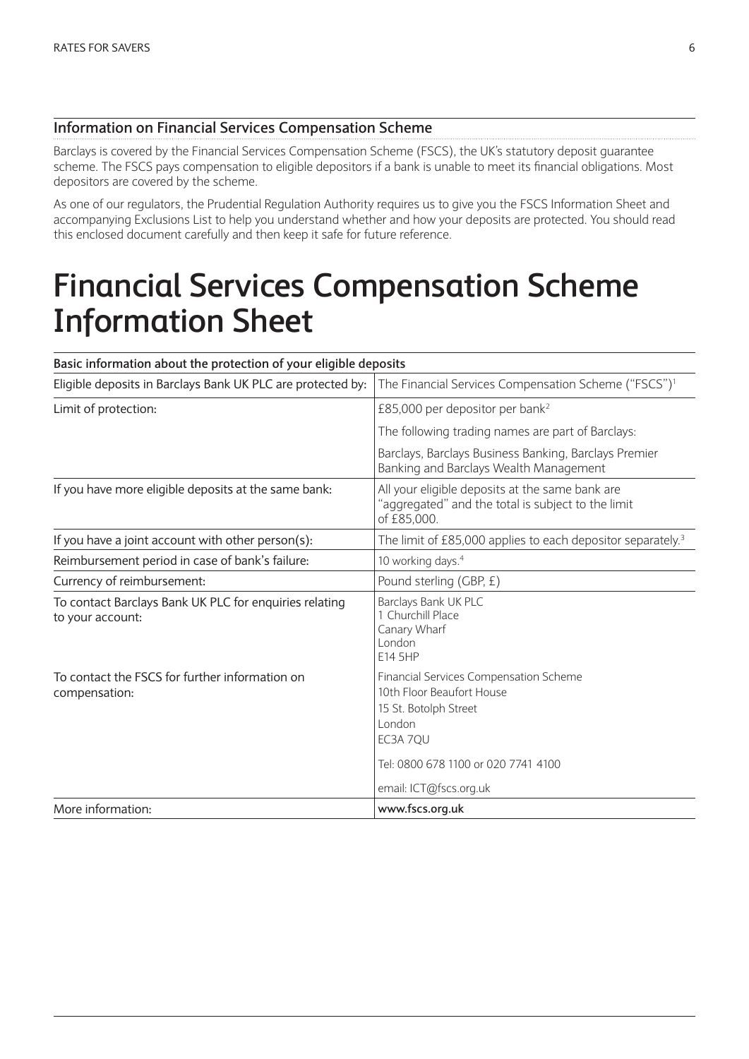## Information on Financial Services Compensation Scheme

Barclays is covered by the Financial Services Compensation Scheme (FSCS), the UK's statutory deposit guarantee scheme. The FSCS pays compensation to eligible depositors if a bank is unable to meet its financial obligations. Most depositors are covered by the scheme.

As one of our regulators, the Prudential Regulation Authority requires us to give you the FSCS Information Sheet and accompanying Exclusions List to help you understand whether and how your deposits are protected. You should read this enclosed document carefully and then keep it safe for future reference.

# Financial Services Compensation Scheme Information Sheet

| Basic information about the protection of your eligible deposits | |
|---|---|
| Eligible deposits in Barclays Bank UK PLC are protected by: | The Financial Services Compensation Scheme ("FSCS")[1] |
| Limit of protection: | £85,000 per depositor per bank[2] |
| | The following trading names are part of Barclays: |
| | Barclays, Barclays Business Banking, Barclays Premier Banking and Barclays Wealth Management |
| If you have more eligible deposits at the same bank: | All your eligible deposits at the same bank are "aggregated" and the total is subject to the limit of £85,000. |
| If you have a joint account with other person(s): | The limit of £85,000 applies to each depositor separately.[3] |
| Reimbursement period in case of bank's failure: | 10 working days.[4] |
| Currency of reimbursement: | Pound sterling (GBP, £) |
| To contact Barclays Bank UK PLC for enquiries relating to your account: | Barclays Bank UK PLC<br>1 Churchill Place<br>Canary Wharf<br>London<br>E14 5HP |
| To contact the FSCS for further information on compensation: | Financial Services Compensation Scheme<br>10th Floor Beaufort House<br>15 St. Botolph Street<br>London<br>EC3A 7QU<br><br>Tel: 0800 678 1100 or 020 7741 4100<br><br>email: ICT@fscs.org.uk |
| More information: | **www.fscs.org.uk** |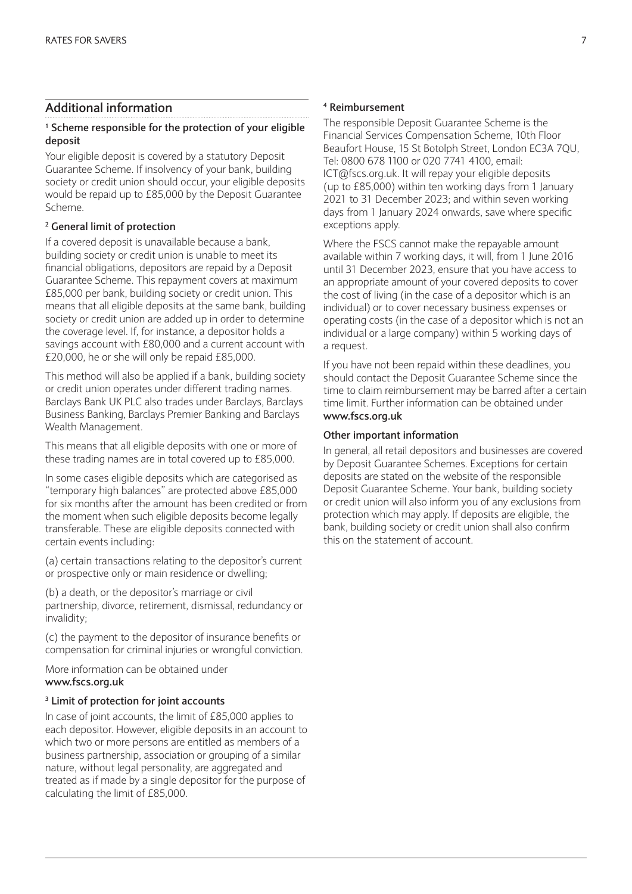## Additional information

### [1] Scheme responsible for the protection of your eligible deposit

Your eligible deposit is covered by a statutory Deposit Guarantee Scheme. If insolvency of your bank, building society or credit union should occur, your eligible deposits would be repaid up to £85,000 by the Deposit Guarantee Scheme.

### [2] General limit of protection

If a covered deposit is unavailable because a bank, building society or credit union is unable to meet its financial obligations, depositors are repaid by a Deposit Guarantee Scheme. This repayment covers at maximum £85,000 per bank, building society or credit union. This means that all eligible deposits at the same bank, building society or credit union are added up in order to determine the coverage level. If, for instance, a depositor holds a savings account with £80,000 and a current account with £20,000, he or she will only be repaid £85,000.

This method will also be applied if a bank, building society or credit union operates under different trading names. Barclays Bank UK PLC also trades under Barclays, Barclays Business Banking, Barclays Premier Banking and Barclays Wealth Management.

This means that all eligible deposits with one or more of these trading names are in total covered up to £85,000.

In some cases eligible deposits which are categorised as "temporary high balances" are protected above £85,000 for six months after the amount has been credited or from the moment when such eligible deposits become legally transferable. These are eligible deposits connected with certain events including:

(a) certain transactions relating to the depositor's current or prospective only or main residence or dwelling;

(b) a death, or the depositor's marriage or civil partnership, divorce, retirement, dismissal, redundancy or invalidity;

(c) the payment to the depositor of insurance benefits or compensation for criminal injuries or wrongful conviction.

More information can be obtained under **www.fscs.org.uk**

### [3] Limit of protection for joint accounts

In case of joint accounts, the limit of £85,000 applies to each depositor. However, eligible deposits in an account to which two or more persons are entitled as members of a business partnership, association or grouping of a similar nature, without legal personality, are aggregated and treated as if made by a single depositor for the purpose of calculating the limit of £85,000.

### [4] Reimbursement

The responsible Deposit Guarantee Scheme is the Financial Services Compensation Scheme, 10th Floor Beaufort House, 15 St Botolph Street, London EC3A 7QU, Tel: 0800 678 1100 or 020 7741 4100, email: ICT@fscs.org.uk. It will repay your eligible deposits (up to £85,000) within ten working days from 1 January 2021 to 31 December 2023; and within seven working days from 1 January 2024 onwards, save where specific exceptions apply.

Where the FSCS cannot make the repayable amount available within 7 working days, it will, from 1 June 2016 until 31 December 2023, ensure that you have access to an appropriate amount of your covered deposits to cover the cost of living (in the case of a depositor which is an individual) or to cover necessary business expenses or operating costs (in the case of a depositor which is not an individual or a large company) within 5 working days of a request.

If you have not been repaid within these deadlines, you should contact the Deposit Guarantee Scheme since the time to claim reimbursement may be barred after a certain time limit. Further information can be obtained under **www.fscs.org.uk**

### Other important information

In general, all retail depositors and businesses are covered by Deposit Guarantee Schemes. Exceptions for certain deposits are stated on the website of the responsible Deposit Guarantee Scheme. Your bank, building society or credit union will also inform you of any exclusions from protection which may apply. If deposits are eligible, the bank, building society or credit union shall also confirm this on the statement of account.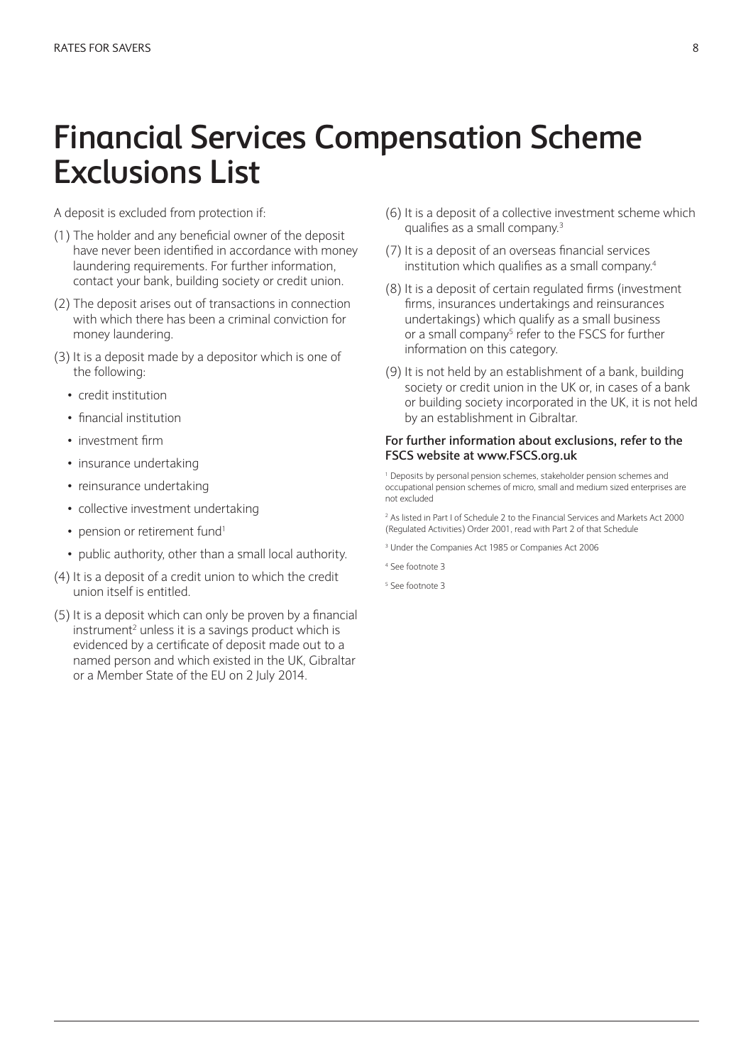# Financial Services Compensation Scheme Exclusions List

A deposit is excluded from protection if:

(1) The holder and any beneficial owner of the deposit have never been identified in accordance with money laundering requirements. For further information, contact your bank, building society or credit union.

(2) The deposit arises out of transactions in connection with which there has been a criminal conviction for money laundering.

(3) It is a deposit made by a depositor which is one of the following:

- credit institution
- financial institution
- investment firm
- insurance undertaking
- reinsurance undertaking
- collective investment undertaking
- pension or retirement fund[1]
- public authority, other than a small local authority.

(4) It is a deposit of a credit union to which the credit union itself is entitled.

(5) It is a deposit which can only be proven by a financial instrument[2] unless it is a savings product which is evidenced by a certificate of deposit made out to a named person and which existed in the UK, Gibraltar or a Member State of the EU on 2 July 2014.

(6) It is a deposit of a collective investment scheme which qualifies as a small company.[3]

(7) It is a deposit of an overseas financial services institution which qualifies as a small company.[4]

(8) It is a deposit of certain regulated firms (investment firms, insurances undertakings and reinsurances undertakings) which qualify as a small business or a small company[5] refer to the FSCS for further information on this category.

(9) It is not held by an establishment of a bank, building society or credit union in the UK or, in cases of a bank or building society incorporated in the UK, it is not held by an establishment in Gibraltar.

**For further information about exclusions, refer to the FSCS website at www.FSCS.org.uk**

[1] Deposits by personal pension schemes, stakeholder pension schemes and occupational pension schemes of micro, small and medium sized enterprises are not excluded

[2] As listed in Part I of Schedule 2 to the Financial Services and Markets Act 2000 (Regulated Activities) Order 2001, read with Part 2 of that Schedule

[3] Under the Companies Act 1985 or Companies Act 2006

[4] See footnote 3

[5] See footnote 3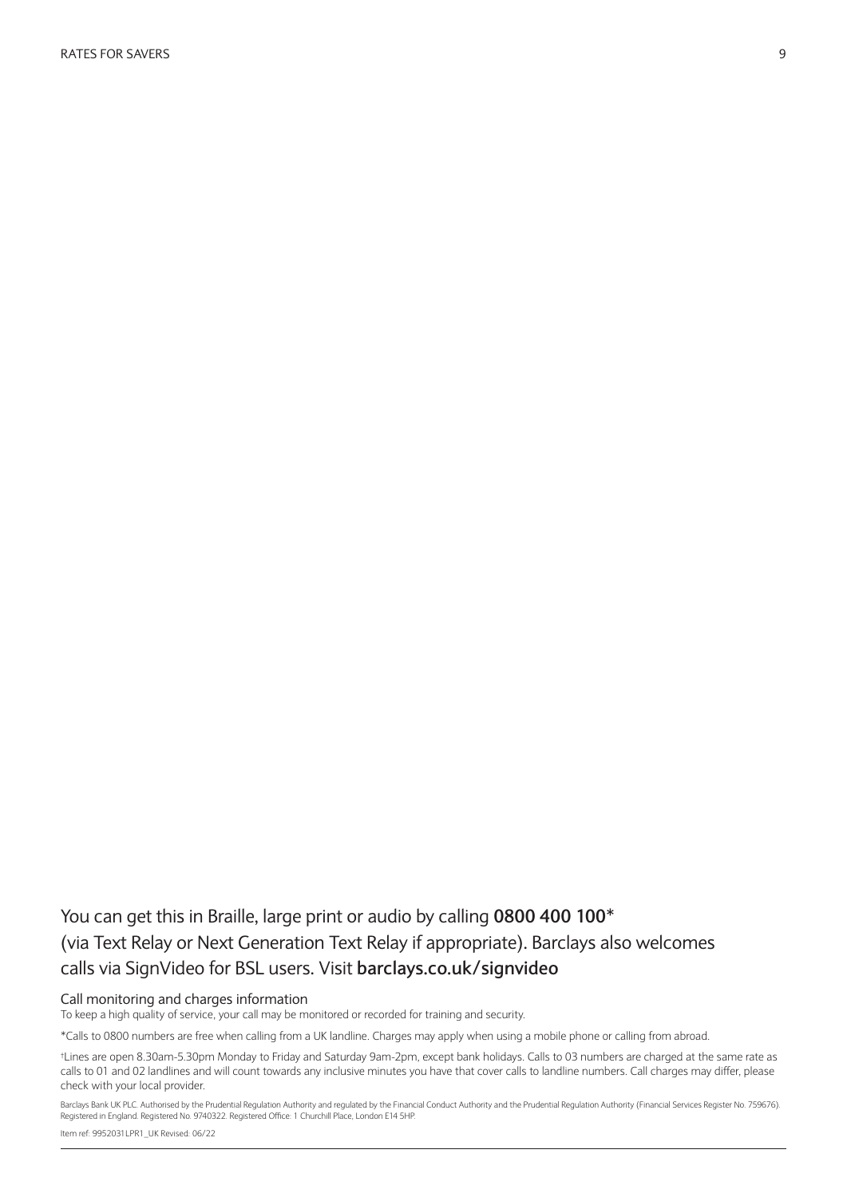You can get this in Braille, large print or audio by calling **0800 400 100*** (via Text Relay or Next Generation Text Relay if appropriate). Barclays also welcomes calls via SignVideo for BSL users. Visit **barclays.co.uk/signvideo**

Call monitoring and charges information

To keep a high quality of service, your call may be monitored or recorded for training and security.

*Calls to 0800 numbers are free when calling from a UK landline. Charges may apply when using a mobile phone or calling from abroad.

†Lines are open 8.30am-5.30pm Monday to Friday and Saturday 9am-2pm, except bank holidays. Calls to 03 numbers are charged at the same rate as calls to 01 and 02 landlines and will count towards any inclusive minutes you have that cover calls to landline numbers. Call charges may differ, please check with your local provider.

Barclays Bank UK PLC. Authorised by the Prudential Regulation Authority and regulated by the Financial Conduct Authority and the Prudential Regulation Authority (Financial Services Register No. 759676). Registered in England. Registered No. 9740322. Registered Office: 1 Churchill Place, London E14 5HP.

Item ref: 9952031LPR1_UK Revised: 06/22